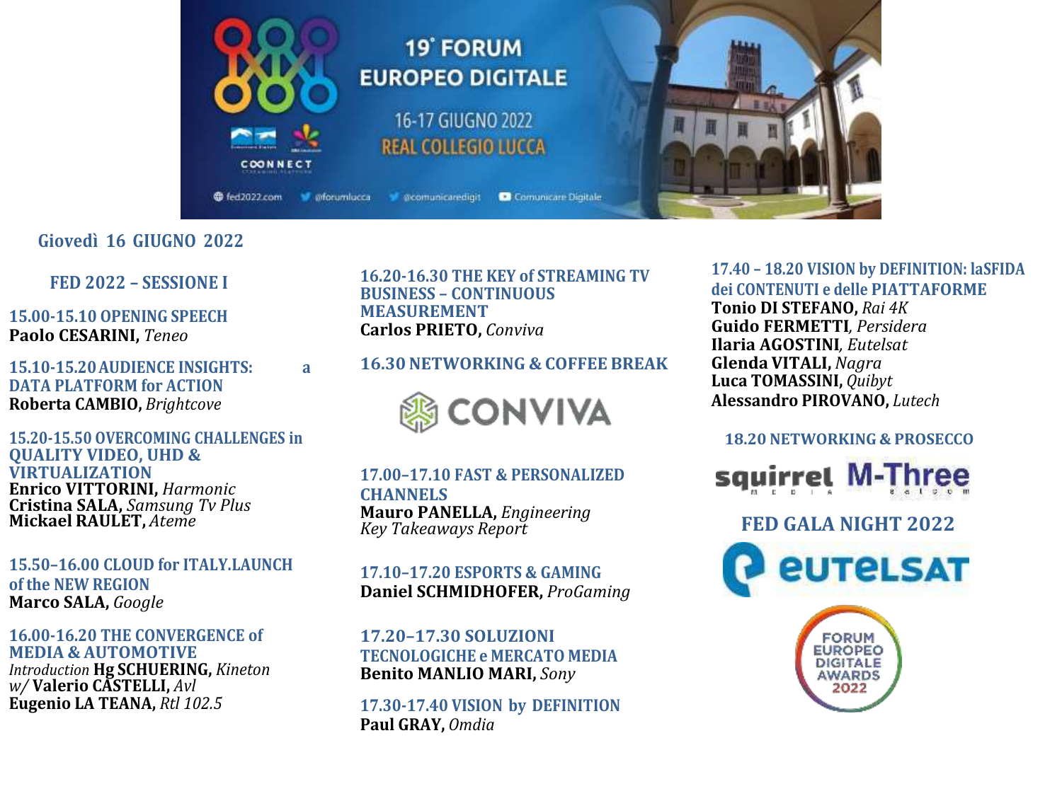# 19° FORUM EUROPEO DIGITALE

16-17 GIUGNO 2022
REAL COLLEGIO LUCCA

fed2022.com @forumlucca @comunicaredigit Comunicare Digitale

## Giovedì 16 GIUGNO 2022

### FED 2022 – SESSIONE I

**15.00-15.10 OPENING SPEECH**
**Paolo CESARINI,** *Teneo*

**15.10-15.20 AUDIENCE INSIGHTS: a DATA PLATFORM for ACTION**
**Roberta CAMBIO,** *Brightcove*

**15.20-15.50 OVERCOMING CHALLENGES in QUALITY VIDEO, UHD & VIRTUALIZATION**
**Enrico VITTORINI,** *Harmonic*
**Cristina SALA,** *Samsung Tv Plus*
**Mickael RAULET,** *Ateme*

**15.50–16.00 CLOUD for ITALY.LAUNCH of the NEW REGION**
**Marco SALA,** *Google*

**16.00-16.20 THE CONVERGENCE of MEDIA & AUTOMOTIVE**
*Introduction* **Hg SCHUERING,** *Kineton*
*w/* **Valerio CASTELLI,** *Avl*
**Eugenio LA TEANA,** *Rtl 102.5*

**16.20-16.30 THE KEY of STREAMING TV BUSINESS – CONTINUOUS MEASUREMENT**
**Carlos PRIETO,** *Conviva*

**16.30 NETWORKING & COFFEE BREAK**

CONVIVA

**17.00–17.10 FAST & PERSONALIZED CHANNELS**
**Mauro PANELLA,** *Engineering*
*Key Takeaways Report*

**17.10–17.20 ESPORTS & GAMING**
**Daniel SCHMIDHOFER,** *ProGaming*

**17.20–17.30 SOLUZIONI TECNOLOGICHE e MERCATO MEDIA**
**Benito MANLIO MARI,** *Sony*

**17.30-17.40 VISION by DEFINITION**
**Paul GRAY,** *Omdia*

**17.40 – 18.20 VISION by DEFINITION: laSFIDA dei CONTENUTI e delle PIATTAFORME**
**Tonio DI STEFANO,** *Rai 4K*
**Guido FERMETTI***, Persidera*
**Ilaria AGOSTINI***, Eutelsat*
**Glenda VITALI,** *Nagra*
**Luca TOMASSINI,** *Quibyt*
**Alessandro PIROVANO,** *Lutech*

**18.20 NETWORKING & PROSECCO**

squirrel media M-Three satcom

### FED GALA NIGHT 2022

eutelsat

FORUM EUROPEO DIGITALE AWARDS 2022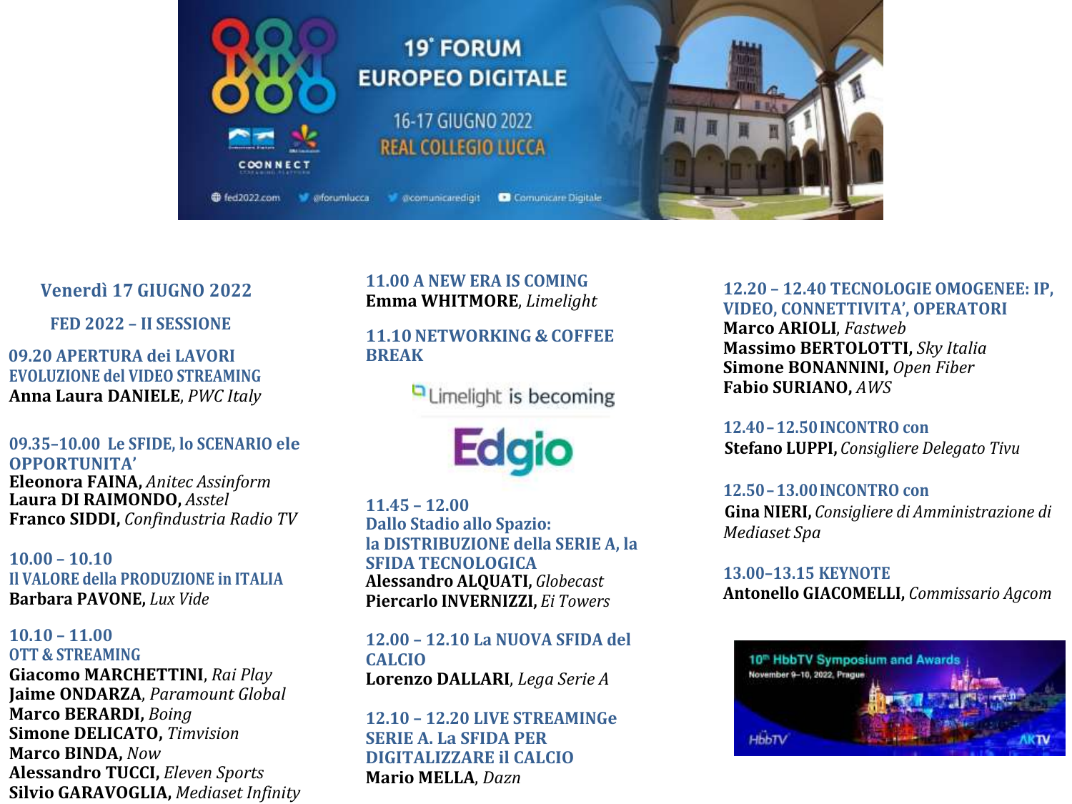19° FORUM EUROPEO DIGITALE

16-17 GIUGNO 2022

REAL COLLEGIO LUCCA

fed2022.com @forumlucca @comunicaredigit Comunicare Digitale

## Venerdì 17 GIUGNO 2022

### FED 2022 – II SESSIONE

**09.20 APERTURA dei LAVORI**
**EVOLUZIONE del VIDEO STREAMING**
**Anna Laura DANIELE**, *PWC Italy*

**09.35–10.00 Le SFIDE, lo SCENARIO ele OPPORTUNITA'**
**Eleonora FAINA,** *Anitec Assinform*
**Laura DI RAIMONDO,** *Asstel*
**Franco SIDDI,** *Confindustria Radio TV*

**10.00 – 10.10**
**Il VALORE della PRODUZIONE in ITALIA**
**Barbara PAVONE,** *Lux Vide*

**10.10 – 11.00**
**OTT & STREAMING**
**Giacomo MARCHETTINI**, *Rai Play*
**Jaime ONDARZA**, *Paramount Global*
**Marco BERARDI,** *Boing*
**Simone DELICATO,** *Timvision*
**Marco BINDA,** *Now*
**Alessandro TUCCI,** *Eleven Sports*
**Silvio GARAVOGLIA,** *Mediaset Infinity*

**11.00 A NEW ERA IS COMING**
**Emma WHITMORE,** *Limelight*

**11.10 NETWORKING & COFFEE BREAK**

Limelight is becoming Edgio

**11.45 – 12.00**
**Dallo Stadio allo Spazio:**
**la DISTRIBUZIONE della SERIE A, la SFIDA TECNOLOGICA**
**Alessandro ALQUATI,** *Globecast*
**Piercarlo INVERNIZZI,** *Ei Towers*

**12.00 – 12.10 La NUOVA SFIDA del CALCIO**
**Lorenzo DALLARI,** *Lega Serie A*

**12.10 – 12.20 LIVE STREAMINGe SERIE A. La SFIDA PER DIGITALIZZARE il CALCIO**
**Mario MELLA,** *Dazn*

**12.20 – 12.40 TECNOLOGIE OMOGENEE: IP, VIDEO, CONNETTIVITA', OPERATORI**
**Marco ARIOLI**, *Fastweb*
**Massimo BERTOLOTTI,** *Sky Italia*
**Simone BONANNINI,** *Open Fiber*
**Fabio SURIANO,** *AWS*

**12.40–12.50 INCONTRO con**
**Stefano LUPPI,** *Consigliere Delegato Tivu*

**12.50–13.00 INCONTRO con**
**Gina NIERI,** *Consigliere di Amministrazione di Mediaset Spa*

**13.00–13.15 KEYNOTE**
**Antonello GIACOMELLI,** *Commissario Agcom*

10th HbbTV Symposium and Awards
November 9–10, 2022, Prague